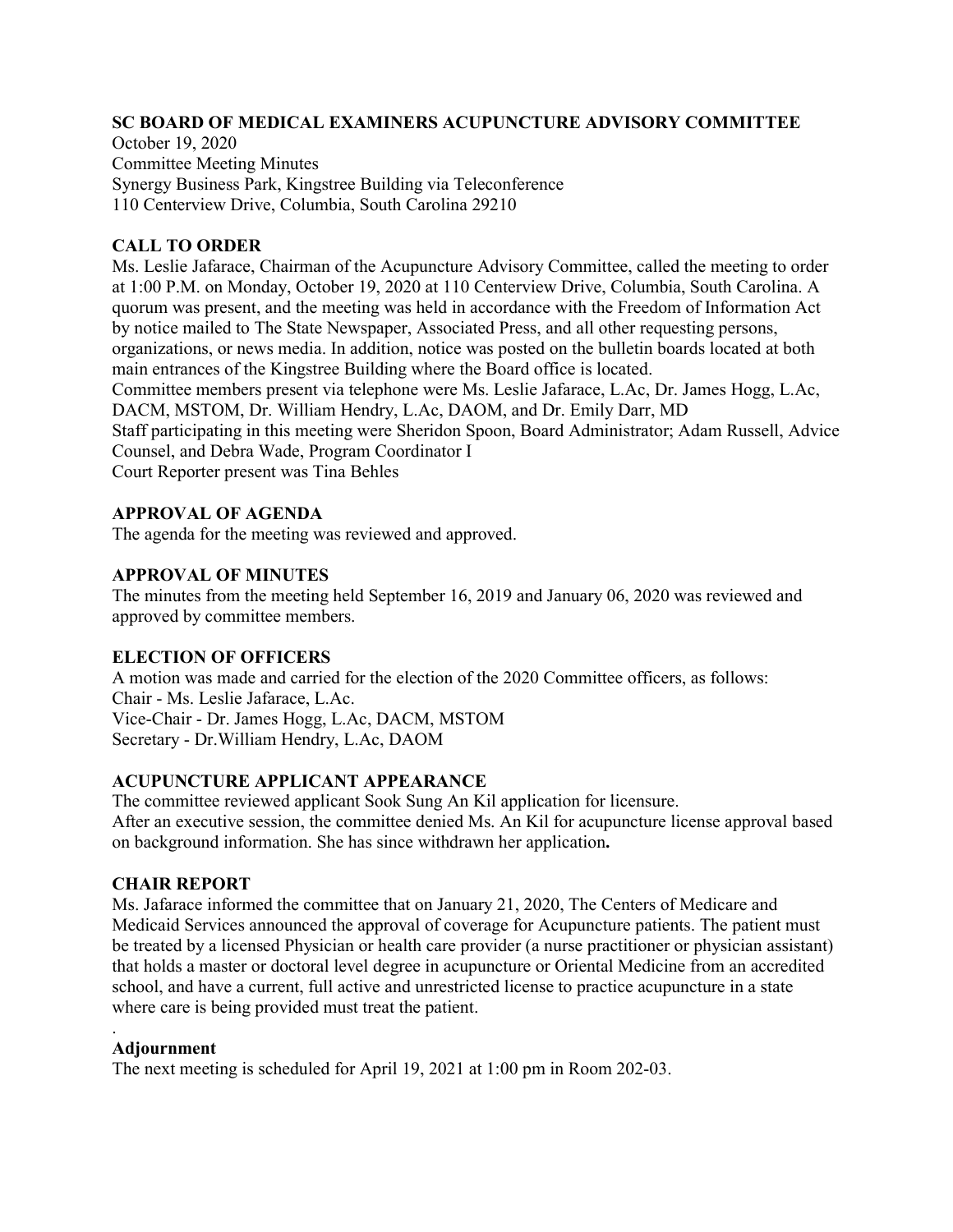**SC BOARD OF MEDICAL EXAMINERS ACUPUNCTURE ADVISORY COMMITTEE**

October 19, 2020
Committee Meeting Minutes
Synergy Business Park, Kingstree Building via Teleconference
110 Centerview Drive, Columbia, South Carolina 29210

**CALL TO ORDER**

Ms. Leslie Jafarace, Chairman of the Acupuncture Advisory Committee, called the meeting to order at 1:00 P.M. on Monday, October 19, 2020 at 110 Centerview Drive, Columbia, South Carolina. A quorum was present, and the meeting was held in accordance with the Freedom of Information Act by notice mailed to The State Newspaper, Associated Press, and all other requesting persons, organizations, or news media. In addition, notice was posted on the bulletin boards located at both main entrances of the Kingstree Building where the Board office is located.
Committee members present via telephone were Ms. Leslie Jafarace, L.Ac, Dr. James Hogg, L.Ac, DACM, MSTOM, Dr. William Hendry, L.Ac, DAOM, and Dr. Emily Darr, MD
Staff participating in this meeting were Sheridon Spoon, Board Administrator; Adam Russell, Advice Counsel, and Debra Wade, Program Coordinator I
Court Reporter present was Tina Behles

**APPROVAL OF AGENDA**

The agenda for the meeting was reviewed and approved.

**APPROVAL OF MINUTES**

The minutes from the meeting held September 16, 2019 and January 06, 2020 was reviewed and approved by committee members.

**ELECTION OF OFFICERS**

A motion was made and carried for the election of the 2020 Committee officers, as follows:
Chair - Ms. Leslie Jafarace, L.Ac.
Vice-Chair - Dr. James Hogg, L.Ac, DACM, MSTOM
Secretary - Dr.William Hendry, L.Ac, DAOM

**ACUPUNCTURE APPLICANT APPEARANCE**

The committee reviewed applicant Sook Sung An Kil application for licensure.
After an executive session, the committee denied Ms. An Kil for acupuncture license approval based on background information. She has since withdrawn her application**.**

**CHAIR REPORT**

Ms. Jafarace informed the committee that on January 21, 2020, The Centers of Medicare and Medicaid Services announced the approval of coverage for Acupuncture patients. The patient must be treated by a licensed Physician or health care provider (a nurse practitioner or physician assistant) that holds a master or doctoral level degree in acupuncture or Oriental Medicine from an accredited school, and have a current, full active and unrestricted license to practice acupuncture in a state where care is being provided must treat the patient.

.

**Adjournment**

The next meeting is scheduled for April 19, 2021 at 1:00 pm in Room 202-03.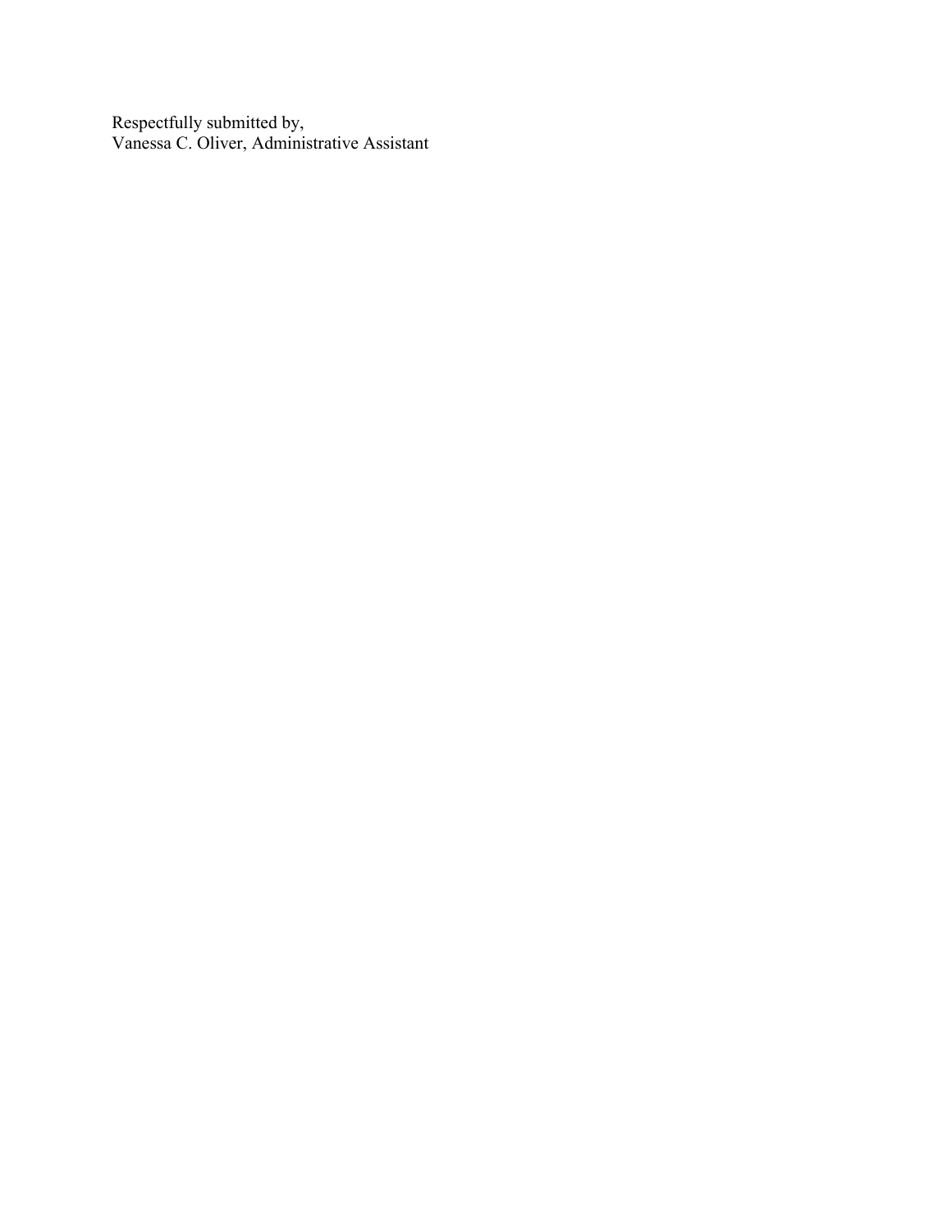Respectfully submitted by,
Vanessa C. Oliver, Administrative Assistant